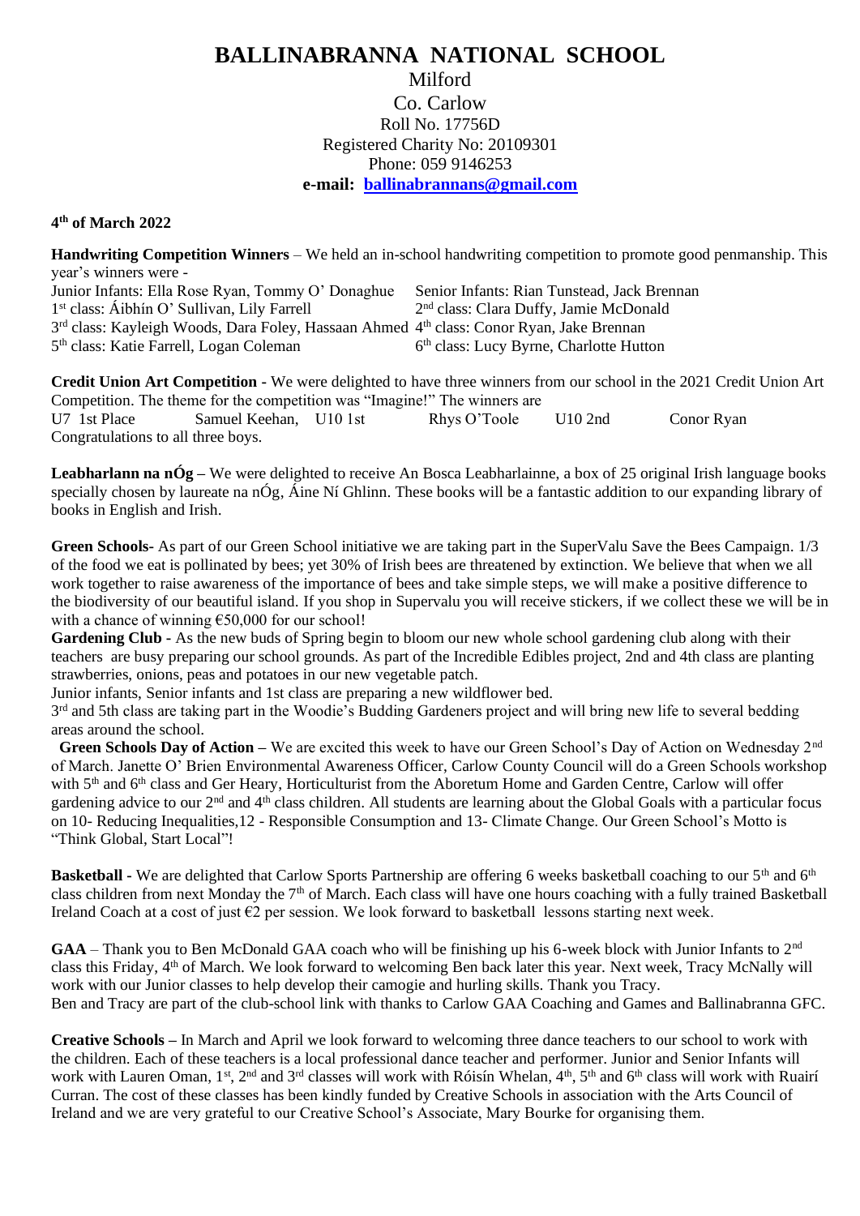# BALLINABRANNA NATIONAL SCHOOL

Milford

Co. Carlow

Roll No. 17756D

Registered Charity No: 20109301

Phone: 059 9146253

**e-mail: ballinabrannans@gmail.com**

**4th of March 2022**

**Handwriting Competition Winners** – We held an in-school handwriting competition to promote good penmanship. This year's winners were -

Junior Infants: Ella Rose Ryan, Tommy O' Donaghue
Senior Infants: Rian Tunstead, Jack Brennan
1st class: Áibhín O' Sullivan, Lily Farrell
2nd class: Clara Duffy, Jamie McDonald
3rd class: Kayleigh Woods, Dara Foley, Hassaan Ahmed
4th class: Conor Ryan, Jake Brennan
5th class: Katie Farrell, Logan Coleman
6th class: Lucy Byrne, Charlotte Hutton

**Credit Union Art Competition** - We were delighted to have three winners from our school in the 2021 Credit Union Art Competition. The theme for the competition was "Imagine!" The winners are
U7 1st Place Samuel Keehan, U10 1st Rhys O'Toole U10 2nd Conor Ryan
Congratulations to all three boys.

**Leabharlann na nÓg** – We were delighted to receive An Bosca Leabharlainne, a box of 25 original Irish language books specially chosen by laureate na nÓg, Áine Ní Ghlinn. These books will be a fantastic addition to our expanding library of books in English and Irish.

**Green Schools-** As part of our Green School initiative we are taking part in the SuperValu Save the Bees Campaign. 1/3 of the food we eat is pollinated by bees; yet 30% of Irish bees are threatened by extinction. We believe that when we all work together to raise awareness of the importance of bees and take simple steps, we will make a positive difference to the biodiversity of our beautiful island. If you shop in Supervalu you will receive stickers, if we collect these we will be in with a chance of winning €50,000 for our school!

**Gardening Club** - As the new buds of Spring begin to bloom our new whole school gardening club along with their teachers are busy preparing our school grounds. As part of the Incredible Edibles project, 2nd and 4th class are planting strawberries, onions, peas and potatoes in our new vegetable patch.

Junior infants, Senior infants and 1st class are preparing a new wildflower bed.

3rd and 5th class are taking part in the Woodie's Budding Gardeners project and will bring new life to several bedding areas around the school.

**Green Schools Day of Action** – We are excited this week to have our Green School's Day of Action on Wednesday 2nd of March. Janette O' Brien Environmental Awareness Officer, Carlow County Council will do a Green Schools workshop with 5th and 6th class and Ger Heary, Horticulturist from the Aboretum Home and Garden Centre, Carlow will offer gardening advice to our 2nd and 4th class children. All students are learning about the Global Goals with a particular focus on 10- Reducing Inequalities,12 - Responsible Consumption and 13- Climate Change. Our Green School's Motto is "Think Global, Start Local"!

**Basketball** - We are delighted that Carlow Sports Partnership are offering 6 weeks basketball coaching to our 5th and 6th class children from next Monday the 7th of March. Each class will have one hours coaching with a fully trained Basketball Ireland Coach at a cost of just €2 per session. We look forward to basketball lessons starting next week.

**GAA** – Thank you to Ben McDonald GAA coach who will be finishing up his 6-week block with Junior Infants to 2nd class this Friday, 4th of March. We look forward to welcoming Ben back later this year. Next week, Tracy McNally will work with our Junior classes to help develop their camogie and hurling skills. Thank you Tracy.
Ben and Tracy are part of the club-school link with thanks to Carlow GAA Coaching and Games and Ballinabranna GFC.

**Creative Schools** – In March and April we look forward to welcoming three dance teachers to our school to work with the children. Each of these teachers is a local professional dance teacher and performer. Junior and Senior Infants will work with Lauren Oman, 1st, 2nd and 3rd classes will work with Róisín Whelan, 4th, 5th and 6th class will work with Ruairí Curran. The cost of these classes has been kindly funded by Creative Schools in association with the Arts Council of Ireland and we are very grateful to our Creative School's Associate, Mary Bourke for organising them.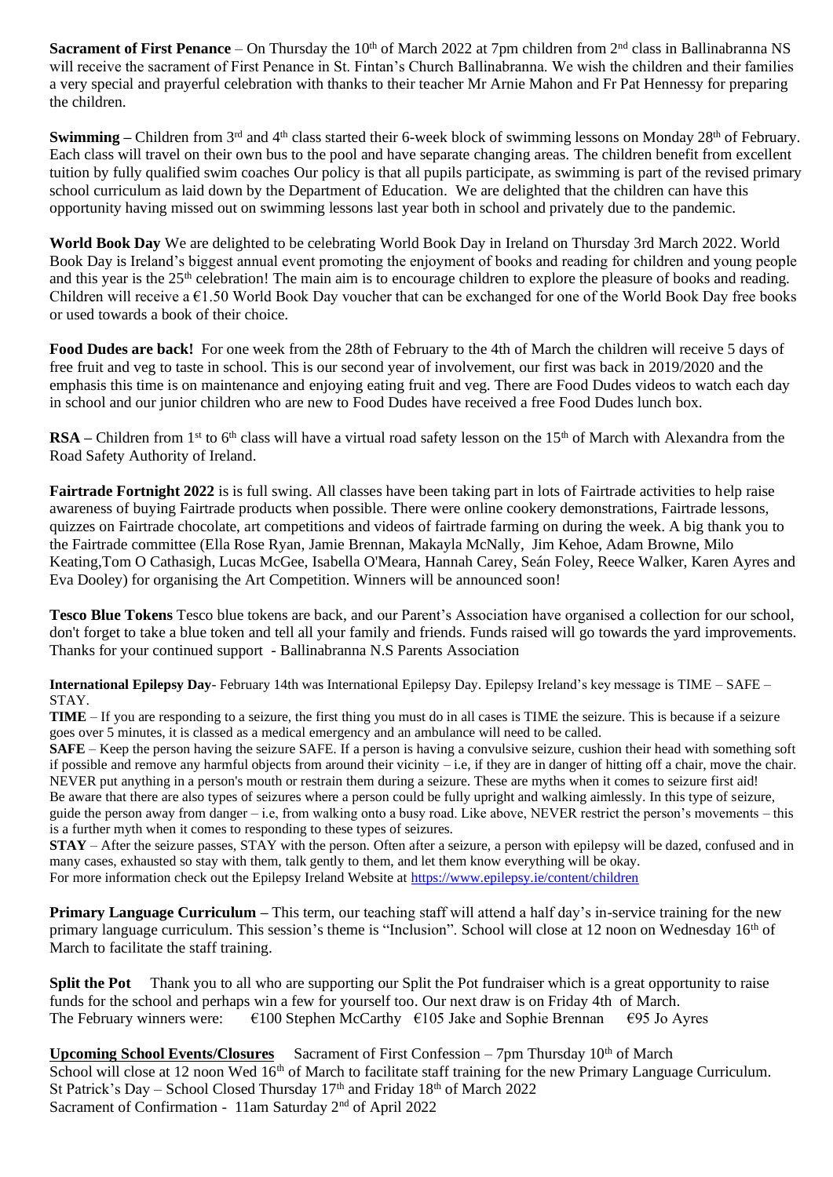**Sacrament of First Penance** – On Thursday the 10th of March 2022 at 7pm children from 2nd class in Ballinabranna NS will receive the sacrament of First Penance in St. Fintan's Church Ballinabranna. We wish the children and their families a very special and prayerful celebration with thanks to their teacher Mr Arnie Mahon and Fr Pat Hennessy for preparing the children.

**Swimming** – Children from 3rd and 4th class started their 6-week block of swimming lessons on Monday 28th of February. Each class will travel on their own bus to the pool and have separate changing areas. The children benefit from excellent tuition by fully qualified swim coaches Our policy is that all pupils participate, as swimming is part of the revised primary school curriculum as laid down by the Department of Education. We are delighted that the children can have this opportunity having missed out on swimming lessons last year both in school and privately due to the pandemic.

**World Book Day** We are delighted to be celebrating World Book Day in Ireland on Thursday 3rd March 2022. World Book Day is Ireland's biggest annual event promoting the enjoyment of books and reading for children and young people and this year is the 25th celebration! The main aim is to encourage children to explore the pleasure of books and reading. Children will receive a €1.50 World Book Day voucher that can be exchanged for one of the World Book Day free books or used towards a book of their choice.

**Food Dudes are back!** For one week from the 28th of February to the 4th of March the children will receive 5 days of free fruit and veg to taste in school. This is our second year of involvement, our first was back in 2019/2020 and the emphasis this time is on maintenance and enjoying eating fruit and veg. There are Food Dudes videos to watch each day in school and our junior children who are new to Food Dudes have received a free Food Dudes lunch box.

**RSA** – Children from 1st to 6th class will have a virtual road safety lesson on the 15th of March with Alexandra from the Road Safety Authority of Ireland.

**Fairtrade Fortnight 2022** is is full swing. All classes have been taking part in lots of Fairtrade activities to help raise awareness of buying Fairtrade products when possible. There were online cookery demonstrations, Fairtrade lessons, quizzes on Fairtrade chocolate, art competitions and videos of fairtrade farming on during the week. A big thank you to the Fairtrade committee (Ella Rose Ryan, Jamie Brennan, Makayla McNally, Jim Kehoe, Adam Browne, Milo Keating,Tom O Cathasigh, Lucas McGee, Isabella O'Meara, Hannah Carey, Seán Foley, Reece Walker, Karen Ayres and Eva Dooley) for organising the Art Competition. Winners will be announced soon!

**Tesco Blue Tokens** Tesco blue tokens are back, and our Parent's Association have organised a collection for our school, don't forget to take a blue token and tell all your family and friends. Funds raised will go towards the yard improvements. Thanks for your continued support - Ballinabranna N.S Parents Association

**International Epilepsy Day**- February 14th was International Epilepsy Day. Epilepsy Ireland's key message is TIME – SAFE – STAY.

**TIME** – If you are responding to a seizure, the first thing you must do in all cases is TIME the seizure. This is because if a seizure goes over 5 minutes, it is classed as a medical emergency and an ambulance will need to be called.

**SAFE** – Keep the person having the seizure SAFE. If a person is having a convulsive seizure, cushion their head with something soft if possible and remove any harmful objects from around their vicinity – i.e, if they are in danger of hitting off a chair, move the chair. NEVER put anything in a person's mouth or restrain them during a seizure. These are myths when it comes to seizure first aid! Be aware that there are also types of seizures where a person could be fully upright and walking aimlessly. In this type of seizure, guide the person away from danger – i.e, from walking onto a busy road. Like above, NEVER restrict the person's movements – this is a further myth when it comes to responding to these types of seizures.

**STAY** – After the seizure passes, STAY with the person. Often after a seizure, a person with epilepsy will be dazed, confused and in many cases, exhausted so stay with them, talk gently to them, and let them know everything will be okay.

For more information check out the Epilepsy Ireland Website at https://www.epilepsy.ie/content/children

**Primary Language Curriculum** – This term, our teaching staff will attend a half day's in-service training for the new primary language curriculum. This session's theme is "Inclusion". School will close at 12 noon on Wednesday 16th of March to facilitate the staff training.

**Split the Pot** Thank you to all who are supporting our Split the Pot fundraiser which is a great opportunity to raise funds for the school and perhaps win a few for yourself too. Our next draw is on Friday 4th of March.
The February winners were: €100 Stephen McCarthy €105 Jake and Sophie Brennan €95 Jo Ayres

**Upcoming School Events/Closures** Sacrament of First Confession – 7pm Thursday 10th of March
School will close at 12 noon Wed 16th of March to facilitate staff training for the new Primary Language Curriculum.
St Patrick's Day – School Closed Thursday 17th and Friday 18th of March 2022
Sacrament of Confirmation - 11am Saturday 2nd of April 2022